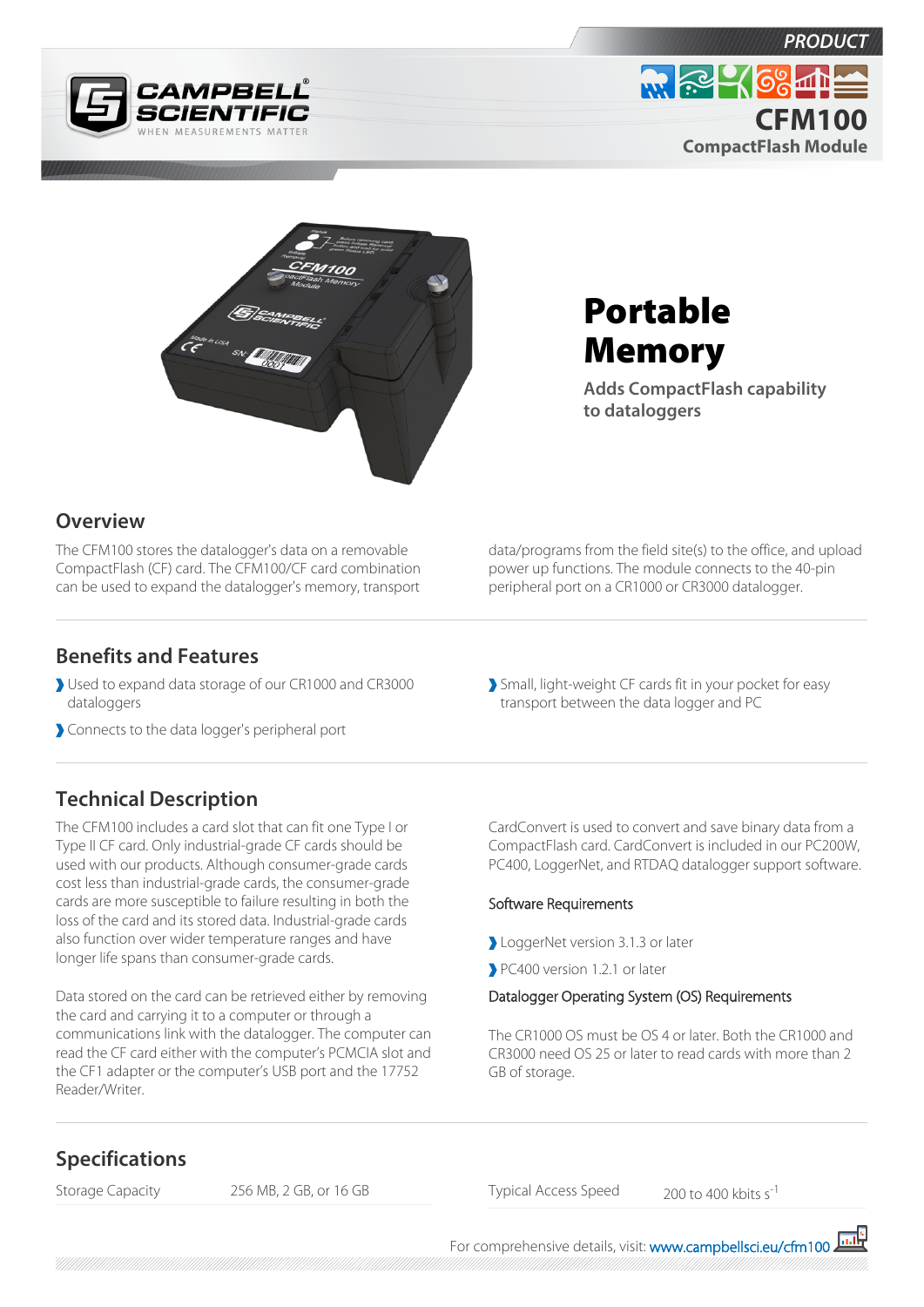PRODUCT

# CFM100

CompactFlash Module

# Portable Memory

Adds CompactFlash capability to dataloggers

## Overview

The CFM100 stores the datalogger's data on a removable CompactFlash (CF) card. The CFM100/CF card combination can be used to expand the datalogger's memory, transport data/programs from the field site(s) to the office, and upload power up functions. The module connects to the 40-pin peripheral port on a CR1000 or CR3000 datalogger.

## Benefits and Features

- Used to expand data storage of our CR1000 and CR3000 dataloggers
- Connects to the data logger's peripheral port
- Small, light-weight CF cards fit in your pocket for easy transport between the data logger and PC

## Technical Description

The CFM100 includes a card slot that can fit one Type I or Type II CF card. Only industrial-grade CF cards should be used with our products. Although consumer-grade cards cost less than industrial-grade cards, the consumer-grade cards are more susceptible to failure resulting in both the loss of the card and its stored data. Industrial-grade cards also function over wider temperature ranges and have longer life spans than consumer-grade cards.

Data stored on the card can be retrieved either by removing the card and carrying it to a computer or through a communications link with the datalogger. The computer can read the CF card either with the computer's PCMCIA slot and the CF1 adapter or the computer's USB port and the 17752 Reader/Writer.

CardConvert is used to convert and save binary data from a CompactFlash card. CardConvert is included in our PC200W, PC400, LoggerNet, and RTDAQ datalogger support software.

### Software Requirements

- LoggerNet version 3.1.3 or later
- PC400 version 1.2.1 or later

### Datalogger Operating System (OS) Requirements

The CR1000 OS must be OS 4 or later. Both the CR1000 and CR3000 need OS 25 or later to read cards with more than 2 GB of storage.

## Specifications

| | |
|---|---|
| Storage Capacity | 256 MB, 2 GB, or 16 GB |
| Typical Access Speed | 200 to 400 kbits $s^{-1}$ |

For comprehensive details, visit: www.campbellsci.eu/cfm100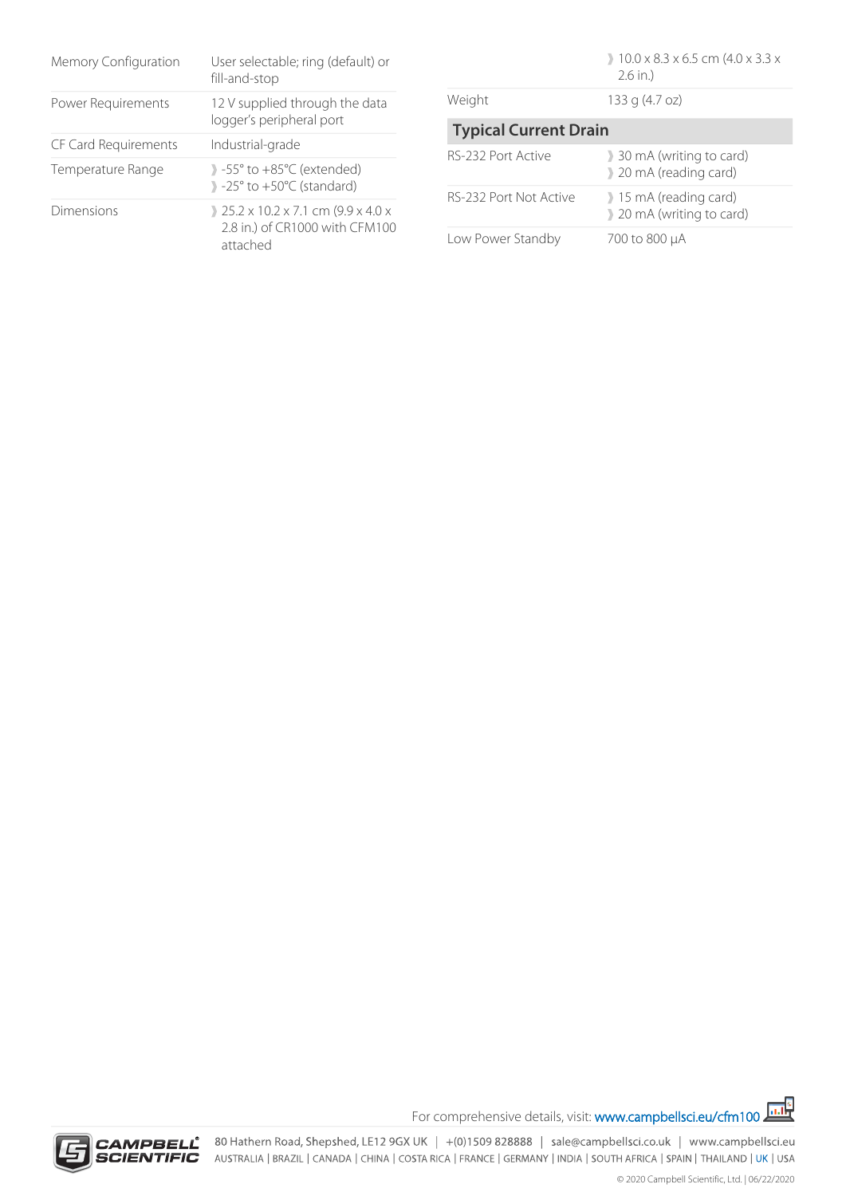| | |
|---|---|
| Memory Configuration | User selectable; ring (default) or fill-and-stop |
| Power Requirements | 12 V supplied through the data logger's peripheral port |
| CF Card Requirements | Industrial-grade |
| Temperature Range | -55° to +85°C (extended)<br>-25° to +50°C (standard) |
| Dimensions | 25.2 x 10.2 x 7.1 cm (9.9 x 4.0 x 2.8 in.) of CR1000 with CFM100 attached<br>10.0 x 8.3 x 6.5 cm (4.0 x 3.3 x 2.6 in.) |
| Weight | 133 g (4.7 oz) |

## Typical Current Drain

| | |
|---|---|
| RS-232 Port Active | 30 mA (writing to card)<br>20 mA (reading card) |
| RS-232 Port Not Active | 15 mA (reading card)<br>20 mA (writing to card) |
| Low Power Standby | 700 to 800 µA |

For comprehensive details, visit: www.campbellsci.eu/cfm100

CAMPBELL SCIENTIFIC

80 Hathern Road, Shepshed, LE12 9GX UK | +(0)1509 828888 | sale@campbellsci.co.uk | www.campbellsci.eu

AUSTRALIA | BRAZIL | CANADA | CHINA | COSTA RICA | FRANCE | GERMANY | INDIA | SOUTH AFRICA | SPAIN | THAILAND | UK | USA

© 2020 Campbell Scientific, Ltd. | 06/22/2020